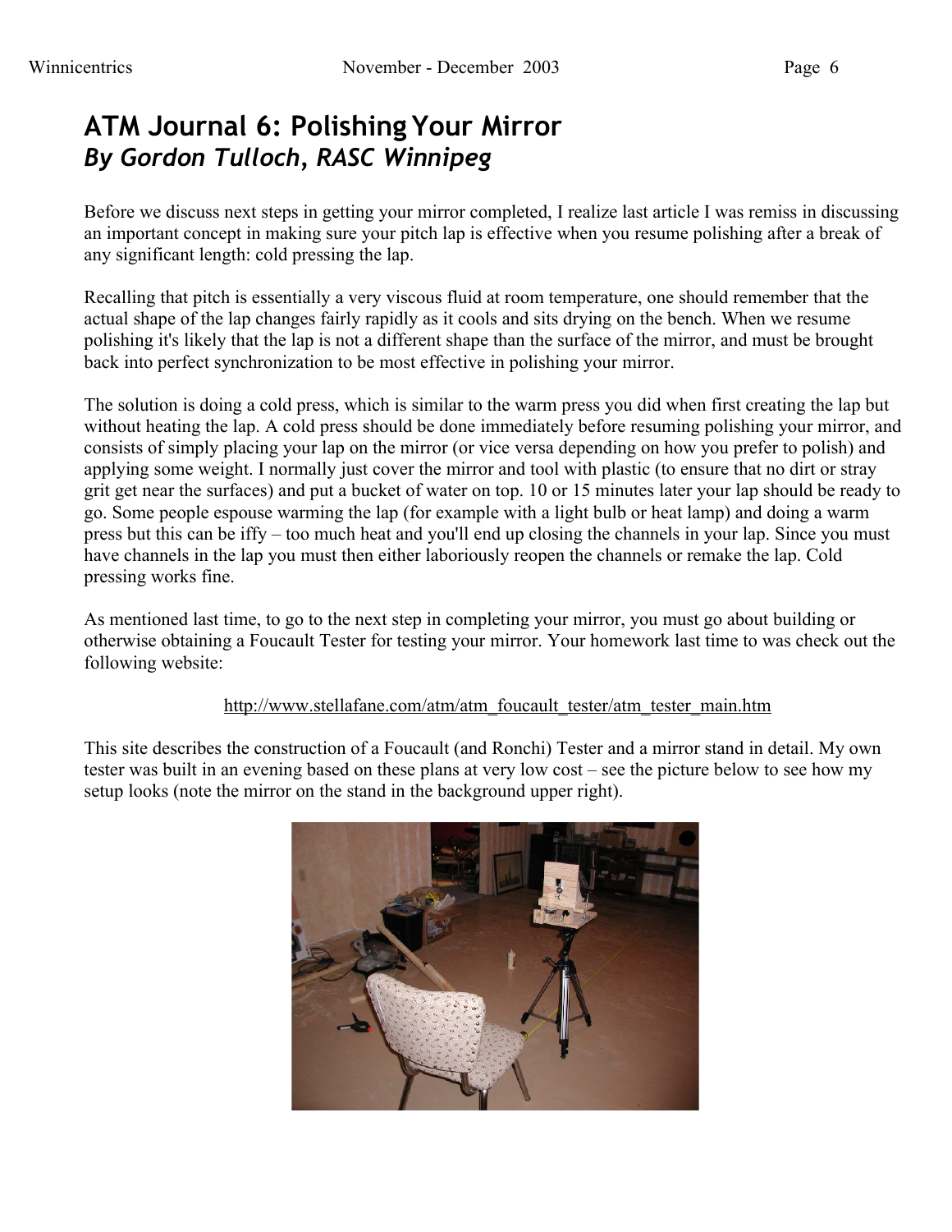# ATM Journal 6: Polishing Your Mirror
## *By Gordon Tulloch, RASC Winnipeg*

Before we discuss next steps in getting your mirror completed, I realize last article I was remiss in discussing an important concept in making sure your pitch lap is effective when you resume polishing after a break of any significant length: cold pressing the lap.

Recalling that pitch is essentially a very viscous fluid at room temperature, one should remember that the actual shape of the lap changes fairly rapidly as it cools and sits drying on the bench. When we resume polishing it's likely that the lap is not a different shape than the surface of the mirror, and must be brought back into perfect synchronization to be most effective in polishing your mirror.

The solution is doing a cold press, which is similar to the warm press you did when first creating the lap but without heating the lap. A cold press should be done immediately before resuming polishing your mirror, and consists of simply placing your lap on the mirror (or vice versa depending on how you prefer to polish) and applying some weight. I normally just cover the mirror and tool with plastic (to ensure that no dirt or stray grit get near the surfaces) and put a bucket of water on top. 10 or 15 minutes later your lap should be ready to go. Some people espouse warming the lap (for example with a light bulb or heat lamp) and doing a warm press but this can be iffy – too much heat and you'll end up closing the channels in your lap. Since you must have channels in the lap you must then either laboriously reopen the channels or remake the lap. Cold pressing works fine.

As mentioned last time, to go to the next step in completing your mirror, you must go about building or otherwise obtaining a Foucault Tester for testing your mirror. Your homework last time to was check out the following website:

http://www.stellafane.com/atm/atm_foucault_tester/atm_tester_main.htm

This site describes the construction of a Foucault (and Ronchi) Tester and a mirror stand in detail. My own tester was built in an evening based on these plans at very low cost – see the picture below to see how my setup looks (note the mirror on the stand in the background upper right).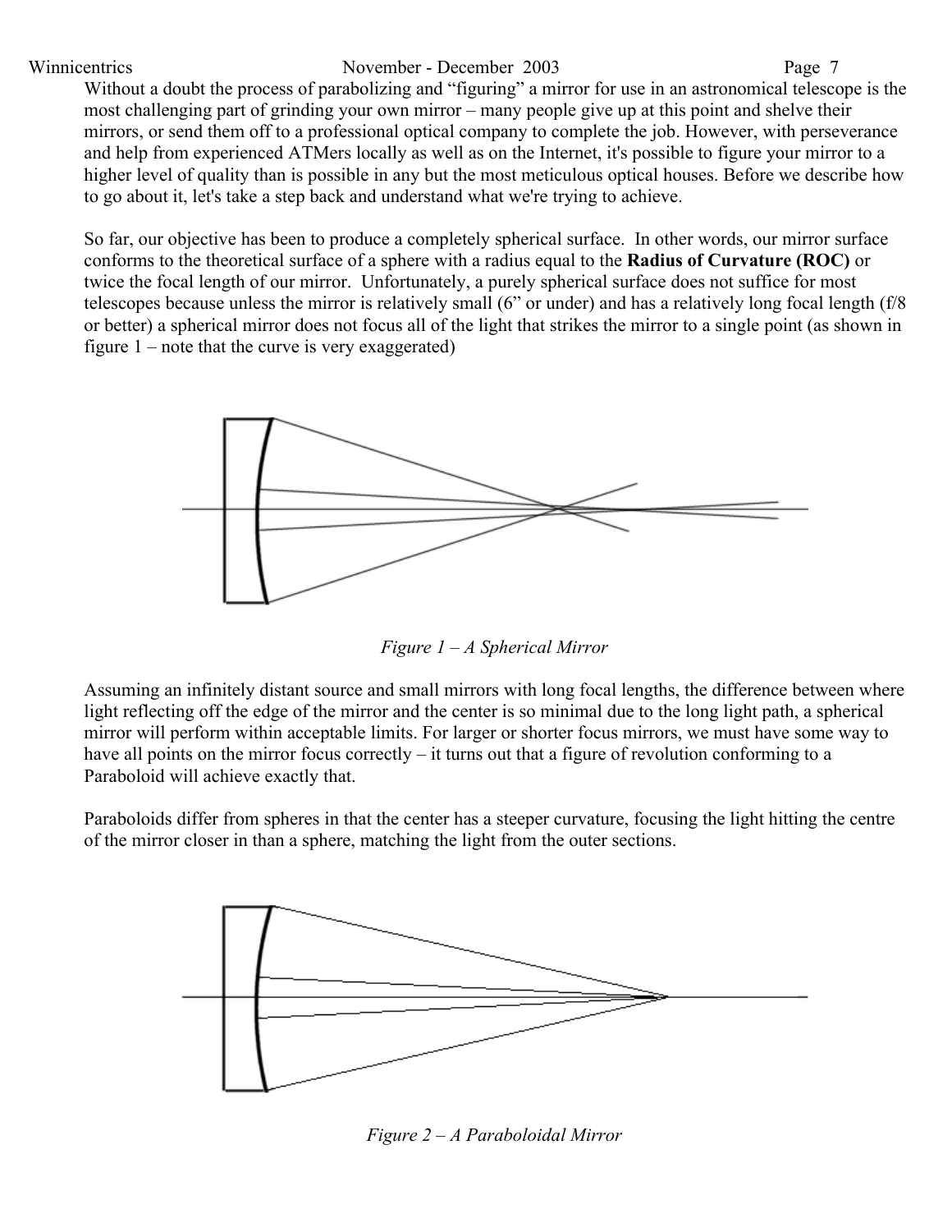Without a doubt the process of parabolizing and "figuring" a mirror for use in an astronomical telescope is the most challenging part of grinding your own mirror – many people give up at this point and shelve their mirrors, or send them off to a professional optical company to complete the job. However, with perseverance and help from experienced ATMers locally as well as on the Internet, it's possible to figure your mirror to a higher level of quality than is possible in any but the most meticulous optical houses. Before we describe how to go about it, let's take a step back and understand what we're trying to achieve.

So far, our objective has been to produce a completely spherical surface. In other words, our mirror surface conforms to the theoretical surface of a sphere with a radius equal to the **Radius of Curvature (ROC)** or twice the focal length of our mirror. Unfortunately, a purely spherical surface does not suffice for most telescopes because unless the mirror is relatively small (6" or under) and has a relatively long focal length (f/8 or better) a spherical mirror does not focus all of the light that strikes the mirror to a single point (as shown in figure 1 – note that the curve is very exaggerated)

*Figure 1 – A Spherical Mirror*

Assuming an infinitely distant source and small mirrors with long focal lengths, the difference between where light reflecting off the edge of the mirror and the center is so minimal due to the long light path, a spherical mirror will perform within acceptable limits. For larger or shorter focus mirrors, we must have some way to have all points on the mirror focus correctly – it turns out that a figure of revolution conforming to a Paraboloid will achieve exactly that.

Paraboloids differ from spheres in that the center has a steeper curvature, focusing the light hitting the centre of the mirror closer in than a sphere, matching the light from the outer sections.

*Figure 2 – A Paraboloidal Mirror*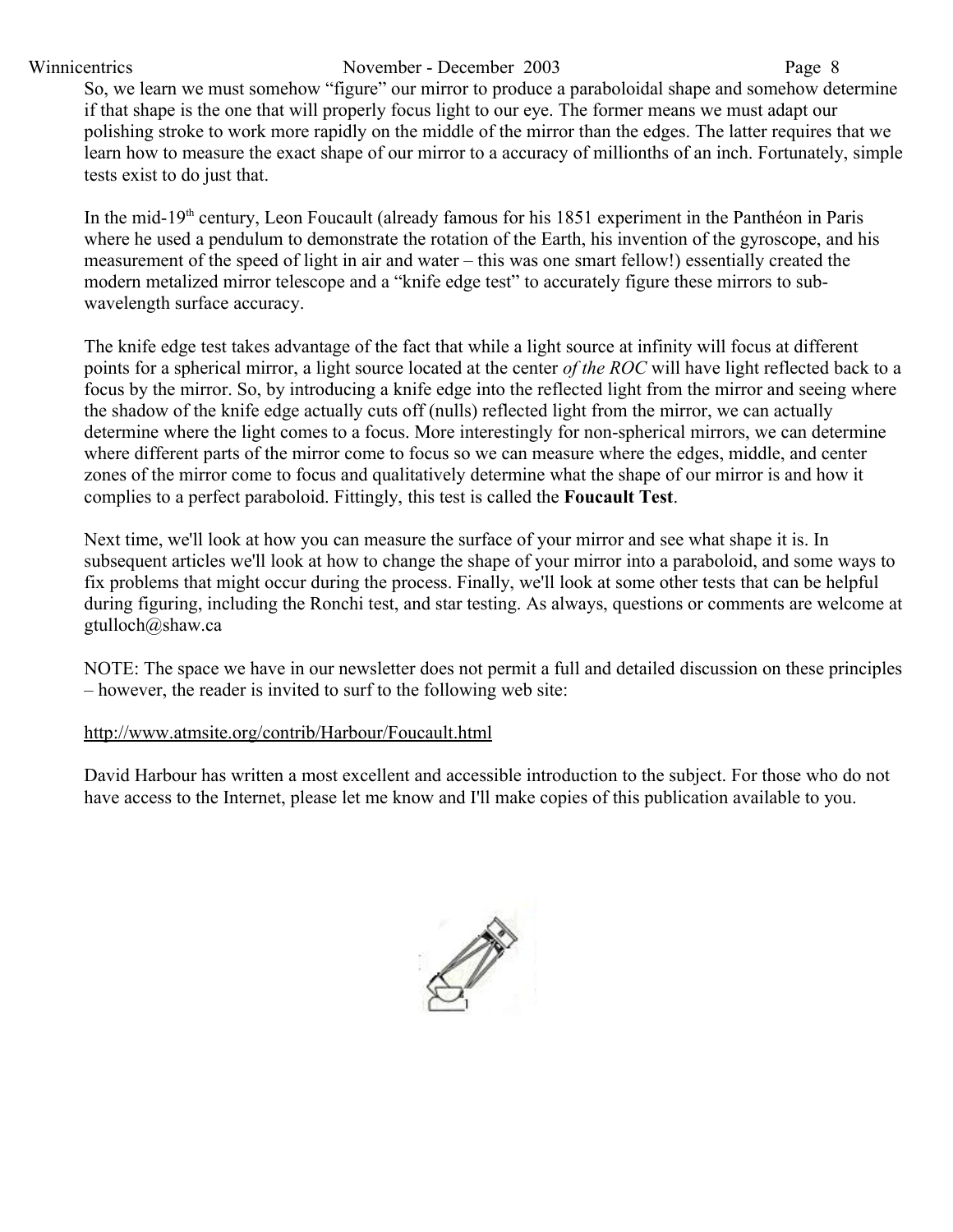So, we learn we must somehow "figure" our mirror to produce a paraboloidal shape and somehow determine if that shape is the one that will properly focus light to our eye. The former means we must adapt our polishing stroke to work more rapidly on the middle of the mirror than the edges. The latter requires that we learn how to measure the exact shape of our mirror to a accuracy of millionths of an inch. Fortunately, simple tests exist to do just that.

In the mid-19th century, Leon Foucault (already famous for his 1851 experiment in the Panthéon in Paris where he used a pendulum to demonstrate the rotation of the Earth, his invention of the gyroscope, and his measurement of the speed of light in air and water – this was one smart fellow!) essentially created the modern metalized mirror telescope and a "knife edge test" to accurately figure these mirrors to sub-wavelength surface accuracy.

The knife edge test takes advantage of the fact that while a light source at infinity will focus at different points for a spherical mirror, a light source located at the center *of the ROC* will have light reflected back to a focus by the mirror. So, by introducing a knife edge into the reflected light from the mirror and seeing where the shadow of the knife edge actually cuts off (nulls) reflected light from the mirror, we can actually determine where the light comes to a focus. More interestingly for non-spherical mirrors, we can determine where different parts of the mirror come to focus so we can measure where the edges, middle, and center zones of the mirror come to focus and qualitatively determine what the shape of our mirror is and how it complies to a perfect paraboloid. Fittingly, this test is called the **Foucault Test**.

Next time, we'll look at how you can measure the surface of your mirror and see what shape it is. In subsequent articles we'll look at how to change the shape of your mirror into a paraboloid, and some ways to fix problems that might occur during the process. Finally, we'll look at some other tests that can be helpful during figuring, including the Ronchi test, and star testing. As always, questions or comments are welcome at gtulloch@shaw.ca

NOTE: The space we have in our newsletter does not permit a full and detailed discussion on these principles – however, the reader is invited to surf to the following web site:

http://www.atmsite.org/contrib/Harbour/Foucault.html

David Harbour has written a most excellent and accessible introduction to the subject. For those who do not have access to the Internet, please let me know and I'll make copies of this publication available to you.